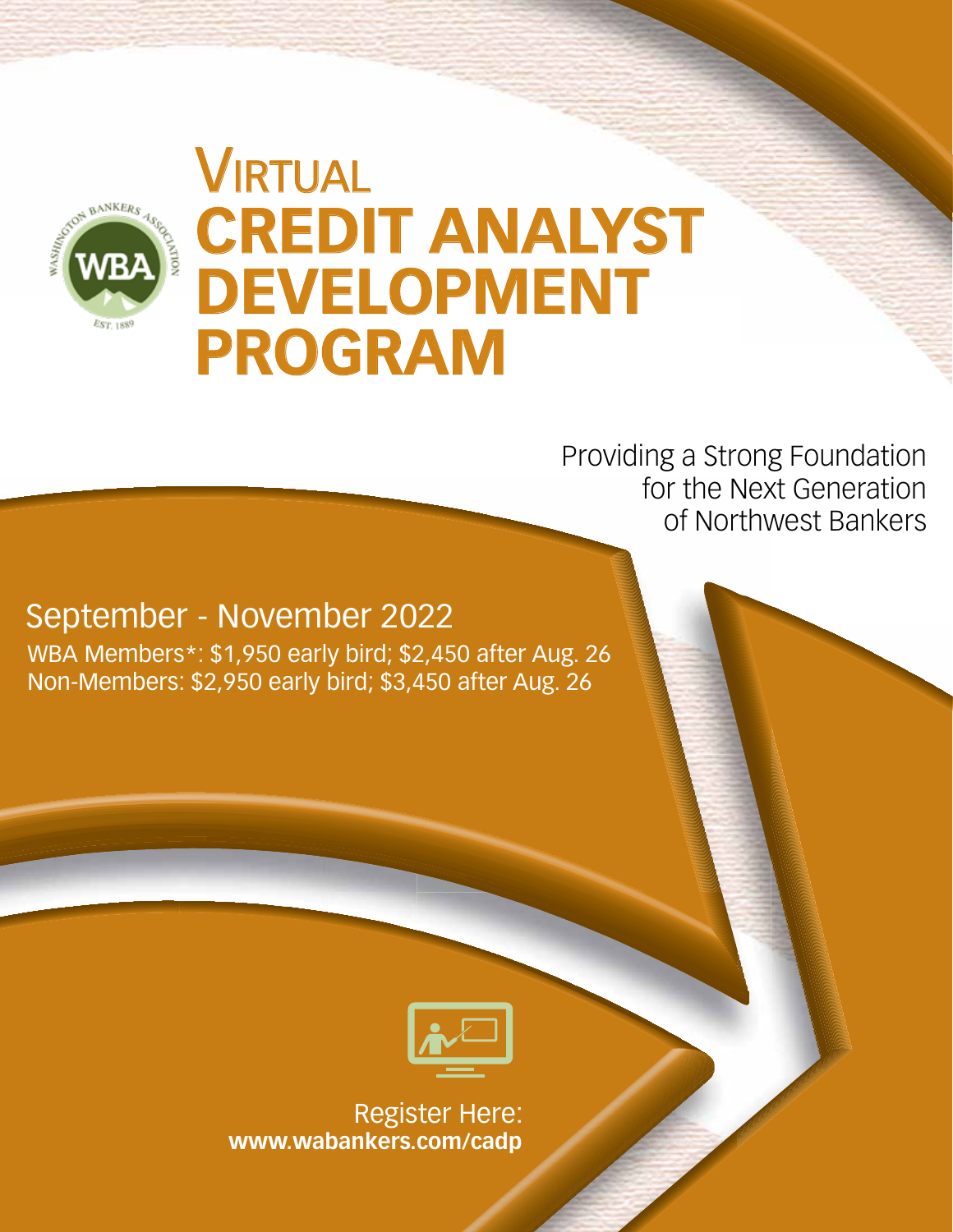# VIRTUAL CREDIT ANALYST DEVELOPMENT PROGRAM

Providing a Strong Foundation for the Next Generation of Northwest Bankers

## September - November 2022

WBA Members*: $1,950 early bird; $2,450 after Aug. 26
Non-Members: $2,950 early bird; $3,450 after Aug. 26

Register Here:
**www.wabankers.com/cadp**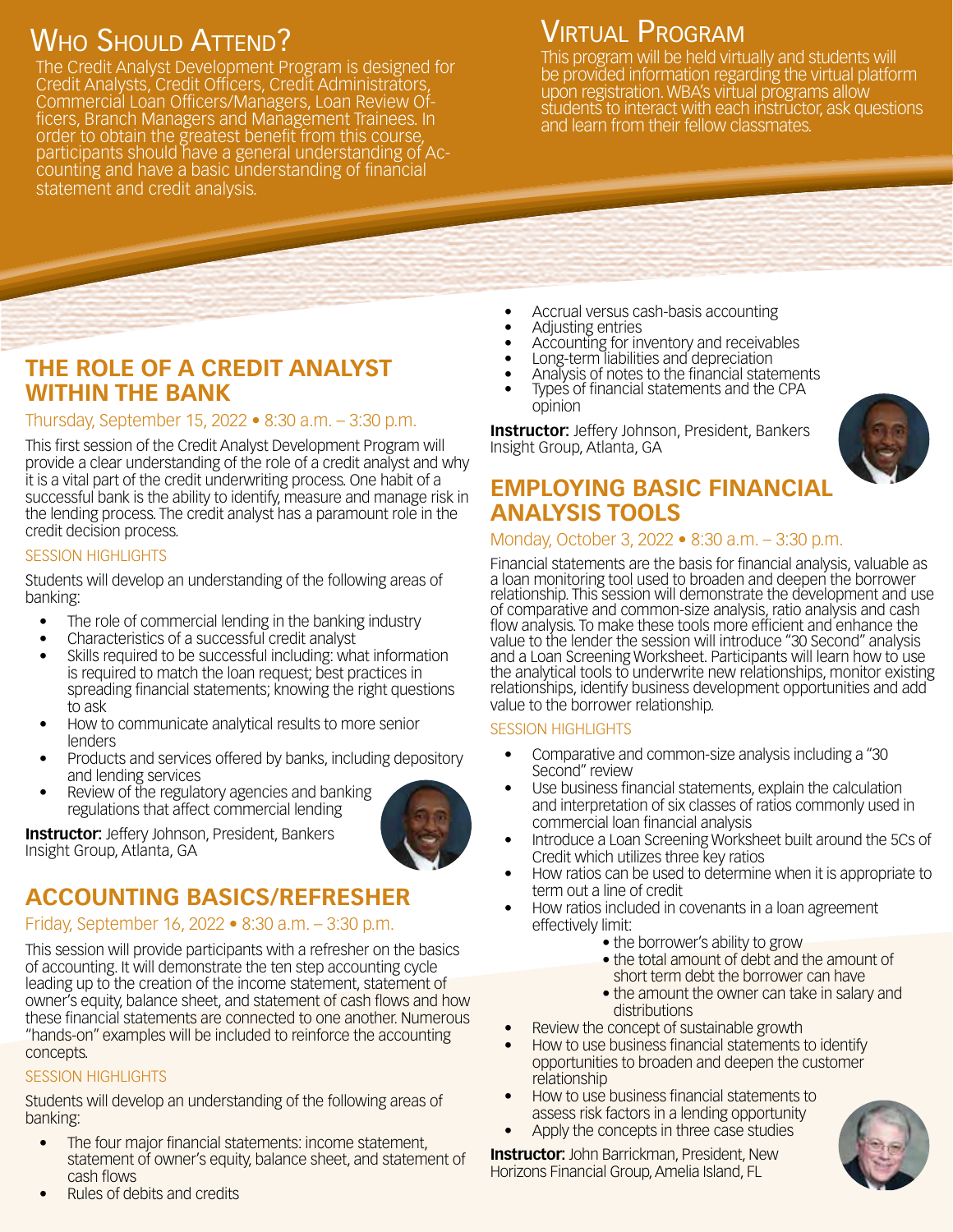## Who Should Attend?

The Credit Analyst Development Program is designed for Credit Analysts, Credit Officers, Credit Administrators, Commercial Loan Officers/Managers, Loan Review Officers, Branch Managers and Management Trainees. In order to obtain the greatest benefit from this course, participants should have a general understanding of Accounting and have a basic understanding of financial statement and credit analysis.

## Virtual Program

This program will be held virtually and students will be provided information regarding the virtual platform upon registration. WBA's virtual programs allow students to interact with each instructor, ask questions and learn from their fellow classmates.

## THE ROLE OF A CREDIT ANALYST WITHIN THE BANK

Thursday, September 15, 2022 • 8:30 a.m. – 3:30 p.m.

This first session of the Credit Analyst Development Program will provide a clear understanding of the role of a credit analyst and why it is a vital part of the credit underwriting process. One habit of a successful bank is the ability to identify, measure and manage risk in the lending process. The credit analyst has a paramount role in the credit decision process.

### SESSION HIGHLIGHTS

Students will develop an understanding of the following areas of banking:

- The role of commercial lending in the banking industry
- Characteristics of a successful credit analyst
- Skills required to be successful including: what information is required to match the loan request; best practices in spreading financial statements; knowing the right questions to ask
- How to communicate analytical results to more senior lenders
- Products and services offered by banks, including depository and lending services
- Review of the regulatory agencies and banking regulations that affect commercial lending

**Instructor:** Jeffery Johnson, President, Bankers Insight Group, Atlanta, GA

## ACCOUNTING BASICS/REFRESHER

Friday, September 16, 2022 • 8:30 a.m. – 3:30 p.m.

This session will provide participants with a refresher on the basics of accounting. It will demonstrate the ten step accounting cycle leading up to the creation of the income statement, statement of owner's equity, balance sheet, and statement of cash flows and how these financial statements are connected to one another. Numerous "hands-on" examples will be included to reinforce the accounting concepts.

### SESSION HIGHLIGHTS

Students will develop an understanding of the following areas of banking:

- The four major financial statements: income statement, statement of owner's equity, balance sheet, and statement of cash flows
- Rules of debits and credits
- Accrual versus cash-basis accounting
- Adjusting entries
- Accounting for inventory and receivables
- Long-term liabilities and depreciation
- Analysis of notes to the financial statements
- Types of financial statements and the CPA opinion

**Instructor:** Jeffery Johnson, President, Bankers Insight Group, Atlanta, GA

## EMPLOYING BASIC FINANCIAL ANALYSIS TOOLS

Monday, October 3, 2022 • 8:30 a.m. – 3:30 p.m.

Financial statements are the basis for financial analysis, valuable as a loan monitoring tool used to broaden and deepen the borrower relationship. This session will demonstrate the development and use of comparative and common-size analysis, ratio analysis and cash flow analysis. To make these tools more efficient and enhance the value to the lender the session will introduce "30 Second" analysis and a Loan Screening Worksheet. Participants will learn how to use the analytical tools to underwrite new relationships, monitor existing relationships, identify business development opportunities and add value to the borrower relationship.

### SESSION HIGHLIGHTS

- Comparative and common-size analysis including a "30 Second" review
- Use business financial statements, explain the calculation and interpretation of six classes of ratios commonly used in commercial loan financial analysis
- Introduce a Loan Screening Worksheet built around the 5Cs of Credit which utilizes three key ratios
- How ratios can be used to determine when it is appropriate to term out a line of credit
- How ratios included in covenants in a loan agreement effectively limit:
  - the borrower's ability to grow
  - the total amount of debt and the amount of short term debt the borrower can have
  - the amount the owner can take in salary and distributions
- Review the concept of sustainable growth
- How to use business financial statements to identify opportunities to broaden and deepen the customer relationship
- How to use business financial statements to assess risk factors in a lending opportunity
- Apply the concepts in three case studies

**Instructor:** John Barrickman, President, New Horizons Financial Group, Amelia Island, FL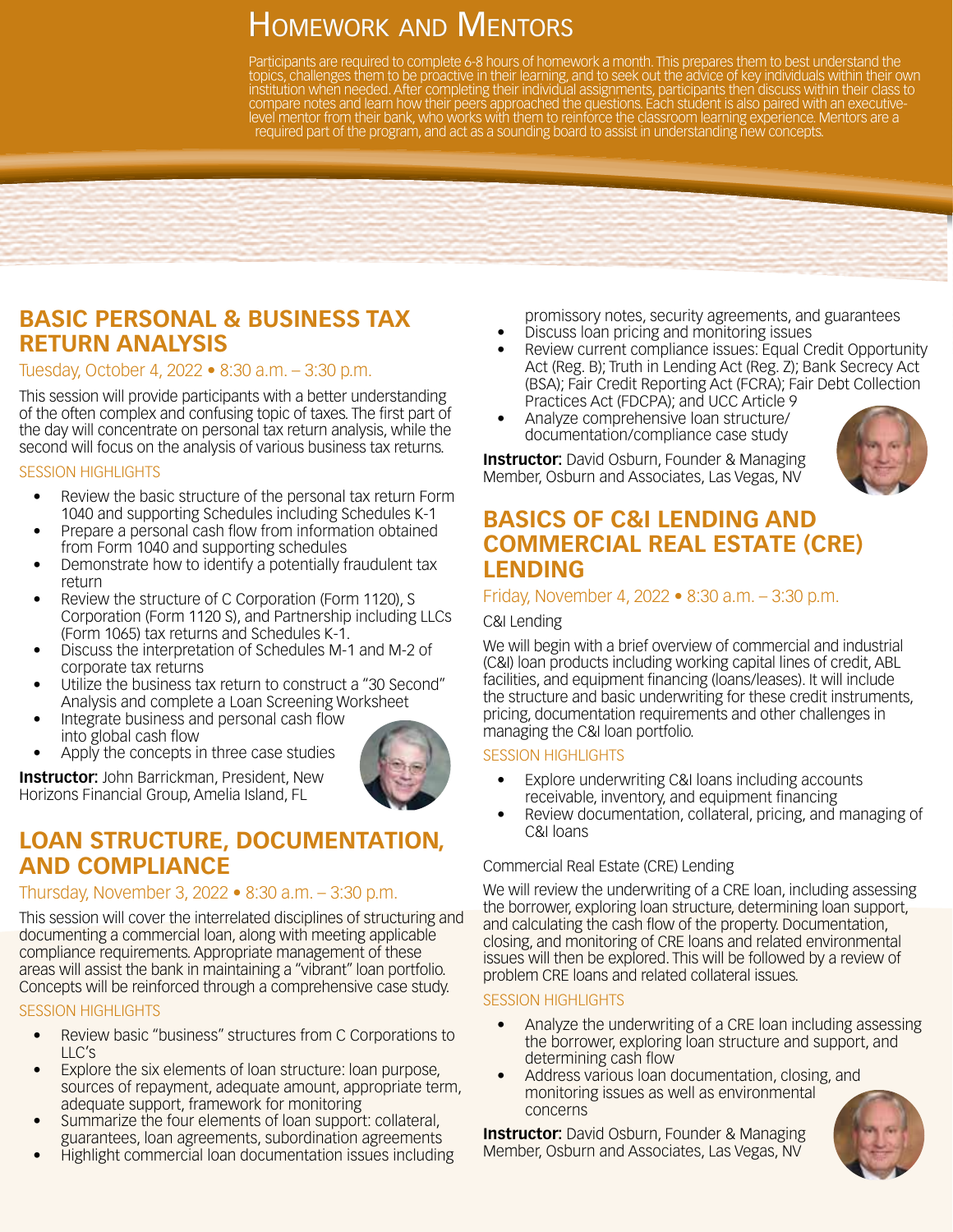# Homework and Mentors

Participants are required to complete 6-8 hours of homework a month. This prepares them to best understand the topics, challenges them to be proactive in their learning, and to seek out the advice of key individuals within their own institution when needed. After completing their individual assignments, participants then discuss within their class to compare notes and learn how their peers approached the questions. Each student is also paired with an executive-level mentor from their bank, who works with them to reinforce the classroom learning experience. Mentors are a required part of the program, and act as a sounding board to assist in understanding new concepts.

## BASIC PERSONAL & BUSINESS TAX RETURN ANALYSIS

Tuesday, October 4, 2022 • 8:30 a.m. – 3:30 p.m.

This session will provide participants with a better understanding of the often complex and confusing topic of taxes. The first part of the day will concentrate on personal tax return analysis, while the second will focus on the analysis of various business tax returns.

SESSION HIGHLIGHTS

- Review the basic structure of the personal tax return Form 1040 and supporting Schedules including Schedules K-1
- Prepare a personal cash flow from information obtained from Form 1040 and supporting schedules
- Demonstrate how to identify a potentially fraudulent tax return
- Review the structure of C Corporation (Form 1120), S Corporation (Form 1120 S), and Partnership including LLCs (Form 1065) tax returns and Schedules K-1.
- Discuss the interpretation of Schedules M-1 and M-2 of corporate tax returns
- Utilize the business tax return to construct a "30 Second" Analysis and complete a Loan Screening Worksheet
- Integrate business and personal cash flow into global cash flow
- Apply the concepts in three case studies

**Instructor:** John Barrickman, President, New Horizons Financial Group, Amelia Island, FL

## LOAN STRUCTURE, DOCUMENTATION, AND COMPLIANCE

Thursday, November 3, 2022 • 8:30 a.m. – 3:30 p.m.

This session will cover the interrelated disciplines of structuring and documenting a commercial loan, along with meeting applicable compliance requirements. Appropriate management of these areas will assist the bank in maintaining a "vibrant" loan portfolio. Concepts will be reinforced through a comprehensive case study.

SESSION HIGHLIGHTS

- Review basic "business" structures from C Corporations to LLC's
- Explore the six elements of loan structure: loan purpose, sources of repayment, adequate amount, appropriate term, adequate support, framework for monitoring
- Summarize the four elements of loan support: collateral, guarantees, loan agreements, subordination agreements
- Highlight commercial loan documentation issues including promissory notes, security agreements, and guarantees
- Discuss loan pricing and monitoring issues
- Review current compliance issues: Equal Credit Opportunity Act (Reg. B); Truth in Lending Act (Reg. Z); Bank Secrecy Act (BSA); Fair Credit Reporting Act (FCRA); Fair Debt Collection Practices Act (FDCPA); and UCC Article 9
- Analyze comprehensive loan structure/ documentation/compliance case study

**Instructor:** David Osburn, Founder & Managing Member, Osburn and Associates, Las Vegas, NV

## BASICS OF C&I LENDING AND COMMERCIAL REAL ESTATE (CRE) LENDING

Friday, November 4, 2022 • 8:30 a.m. – 3:30 p.m.

C&I Lending

We will begin with a brief overview of commercial and industrial (C&I) loan products including working capital lines of credit, ABL facilities, and equipment financing (loans/leases). It will include the structure and basic underwriting for these credit instruments, pricing, documentation requirements and other challenges in managing the C&I loan portfolio.

SESSION HIGHLIGHTS

- Explore underwriting C&I loans including accounts receivable, inventory, and equipment financing
- Review documentation, collateral, pricing, and managing of C&I loans

Commercial Real Estate (CRE) Lending

We will review the underwriting of a CRE loan, including assessing the borrower, exploring loan structure, determining loan support, and calculating the cash flow of the property. Documentation, closing, and monitoring of CRE loans and related environmental issues will then be explored. This will be followed by a review of problem CRE loans and related collateral issues.

SESSION HIGHLIGHTS

- Analyze the underwriting of a CRE loan including assessing the borrower, exploring loan structure and support, and determining cash flow
- Address various loan documentation, closing, and monitoring issues as well as environmental concerns

**Instructor:** David Osburn, Founder & Managing Member, Osburn and Associates, Las Vegas, NV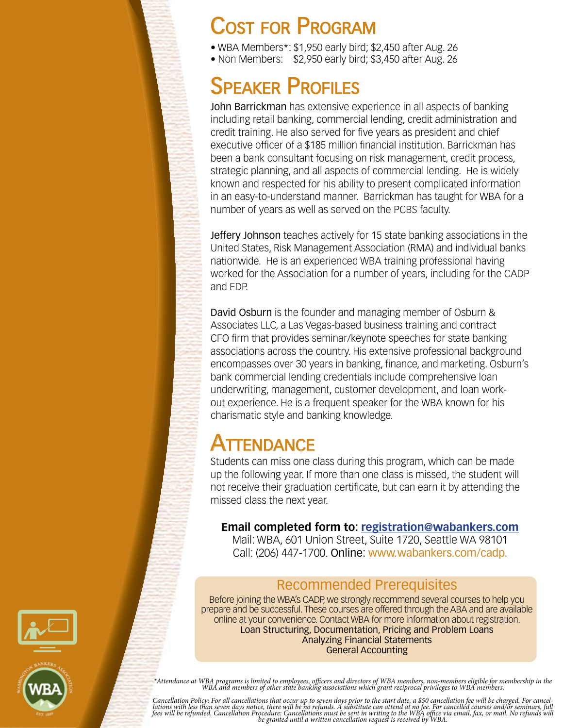# Cost for Program

- WBA Members*: $1,950 early bird; $2,450 after Aug. 26
- Non Members: $2,950 early bird; $3,450 after Aug. 26

# Speaker Profiles

John Barrickman has extensive experience in all aspects of banking including retail banking, commercial lending, credit administration and credit training. He also served for five years as president and chief executive officer of a $185 million financial institution. Barrickman has been a bank consultant focusing on risk management, credit process, strategic planning, and all aspects of commercial lending. He is widely known and respected for his ability to present complicated information in an easy-to-understand manner. Barrickman has taught for WBA for a number of years as well as served on the PCBS faculty.

Jeffery Johnson teaches actively for 15 state banking associations in the United States, Risk Management Association (RMA) and individual banks nationwide. He is an experienced WBA training professional having worked for the Association for a number of years, including for the CADP and EDP.

David Osburn is the founder and managing member of Osburn & Associates LLC, a Las Vegas-based business training and contract CFO firm that provides seminar/keynote speeches for state banking associations across the country. His extensive professional background encompasses over 30 years in banking, finance, and marketing. Osburn's bank commercial lending credentials include comprehensive loan underwriting, management, customer development, and loan work-out experience. He is a frequent speaker for the WBA known for his charismatic style and banking knowledge.

# Attendance

Students can miss one class during this program, which can be made up the following year. If more than one class is missed, the student will not receive their graduation certificate, but can earn it by attending the missed class the next year.

**Email completed form to: registration@wabankers.com**
Mail: WBA, 601 Union Street, Suite 1720, Seattle WA 98101
Call: (206) 447-1700. Online: www.wabankers.com/cadp.

## Recommended Prerequisites

Before joining the WBA's CADP, we strongly recommend several courses to help you prepare and be successful. These courses are offered through the ABA and are available online at your convenience. Contact WBA for more information about registration.

Loan Structuring, Documentation, Pricing and Problem Loans
Analyzing Financial Statements
General Accounting

*\*Attendance at WBA programs is limited to employees, officers and directors of WBA members, non-members eligible for membership in the WBA and members of other state banking associations which grant reciprocal privileges to WBA members.*

*Cancellation Policy: For all cancellations that occur up to seven days prior to the start date, a $50 cancellation fee will be charged. For cancellations with less than seven days notice, there will be no refunds. A substitute can attend at no fee. For cancelled courses and/or seminars, full fees will be refunded. Cancellation Procedure: Cancellations must be sent in writing to the WBA office via email, fax, or mail. No refunds will be granted until a written cancellation request is received by WBA.*